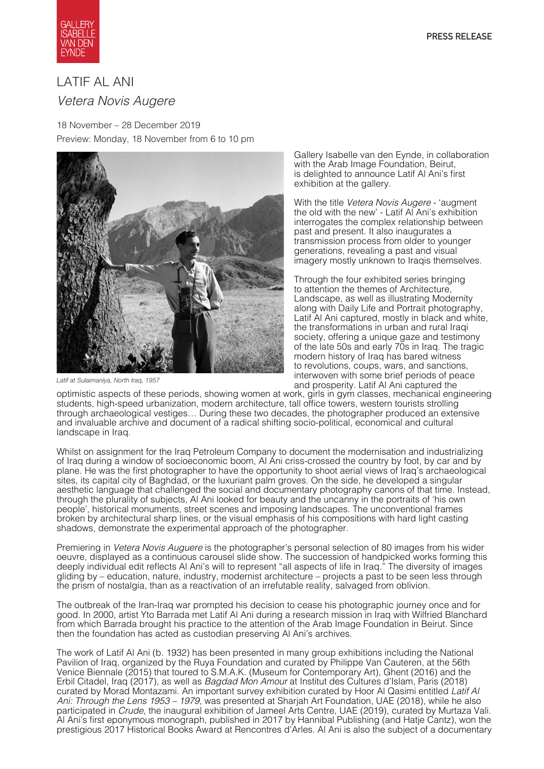GALLERY ISABELLE VAN DEN EYNDE

PRESS RELEASE

# LATIF AL ANI

## *Vetera Novis Augere*

18 November – 28 December 2019

Preview: Monday, 18 November from 6 to 10 pm

*Latif at Sulaimaniya, North Iraq, 1957*

Gallery Isabelle van den Eynde, in collaboration with the Arab Image Foundation, Beirut, is delighted to announce Latif Al Ani's first exhibition at the gallery.

With the title *Vetera Novis Augere* - 'augment the old with the new' - Latif Al Ani's exhibition interrogates the complex relationship between past and present. It also inaugurates a transmission process from older to younger generations, revealing a past and visual imagery mostly unknown to Iraqis themselves.

Through the four exhibited series bringing to attention the themes of Architecture, Landscape, as well as illustrating Modernity along with Daily Life and Portrait photography, Latif Al Ani captured, mostly in black and white, the transformations in urban and rural Iraqi society, offering a unique gaze and testimony of the late 50s and early 70s in Iraq. The tragic modern history of Iraq has bared witness to revolutions, coups, wars, and sanctions, interwoven with some brief periods of peace and prosperity. Latif Al Ani captured the optimistic aspects of these periods, showing women at work, girls in gym classes, mechanical engineering students, high-speed urbanization, modern architecture, tall office towers, western tourists strolling through archaeological vestiges… During these two decades, the photographer produced an extensive and invaluable archive and document of a radical shifting socio-political, economical and cultural landscape in Iraq.

Whilst on assignment for the Iraq Petroleum Company to document the modernisation and industrializing of Iraq during a window of socioeconomic boom, Al Ani criss-crossed the country by foot, by car and by plane. He was the first photographer to have the opportunity to shoot aerial views of Iraq's archaeological sites, its capital city of Baghdad, or the luxuriant palm groves. On the side, he developed a singular aesthetic language that challenged the social and documentary photography canons of that time. Instead, through the plurality of subjects, Al Ani looked for beauty and the uncanny in the portraits of 'his own people', historical monuments, street scenes and imposing landscapes. The unconventional frames broken by architectural sharp lines, or the visual emphasis of his compositions with hard light casting shadows, demonstrate the experimental approach of the photographer.

Premiering in *Vetera Novis Auguere* is the photographer's personal selection of 80 images from his wider oeuvre, displayed as a continuous carousel slide show. The succession of handpicked works forming this deeply individual edit reflects Al Ani's will to represent "all aspects of life in Iraq." The diversity of images gliding by – education, nature, industry, modernist architecture – projects a past to be seen less through the prism of nostalgia, than as a reactivation of an irrefutable reality, salvaged from oblivion.

The outbreak of the Iran-Iraq war prompted his decision to cease his photographic journey once and for good. In 2000, artist Yto Barrada met Latif Al Ani during a research mission in Iraq with Wilfried Blanchard from which Barrada brought his practice to the attention of the Arab Image Foundation in Beirut. Since then the foundation has acted as custodian preserving Al Ani's archives.

The work of Latif Al Ani (b. 1932) has been presented in many group exhibitions including the National Pavilion of Iraq, organized by the Ruya Foundation and curated by Philippe Van Cauteren, at the 56th Venice Biennale (2015) that toured to S.M.A.K. (Museum for Contemporary Art), Ghent (2016) and the Erbil Citadel, Iraq (2017), as well as *Bagdad Mon Amour* at Institut des Cultures d'Islam, Paris (2018) curated by Morad Montazami. An important survey exhibition curated by Hoor Al Qasimi entitled *Latif Al Ani: Through the Lens 1953 – 1979*, was presented at Sharjah Art Foundation, UAE (2018), while he also participated in *Crude*, the inaugural exhibition of Jameel Arts Centre, UAE (2019), curated by Murtaza Vali. Al Ani's first eponymous monograph, published in 2017 by Hannibal Publishing (and Hatje Cantz), won the prestigious 2017 Historical Books Award at Rencontres d'Arles. Al Ani is also the subject of a documentary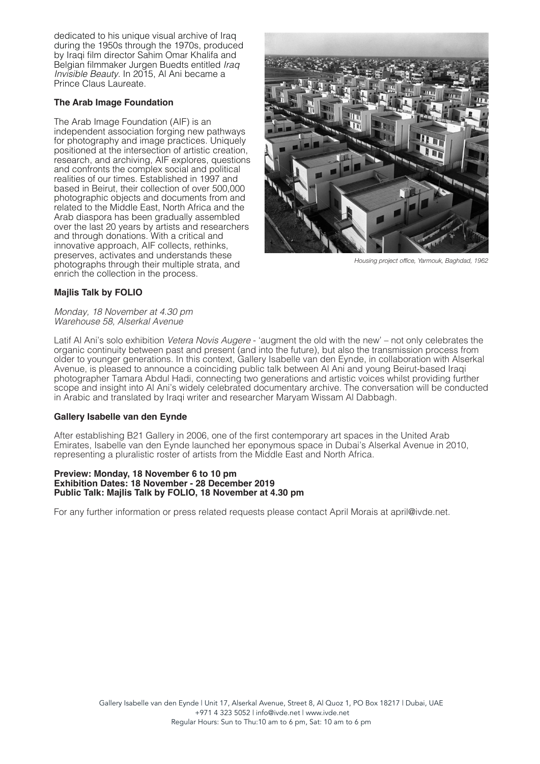dedicated to his unique visual archive of Iraq during the 1950s through the 1970s, produced by Iraqi film director Sahim Omar Khalifa and Belgian filmmaker Jurgen Buedts entitled *Iraq Invisible Beauty*. In 2015, Al Ani became a Prince Claus Laureate.

**The Arab Image Foundation**

The Arab Image Foundation (AIF) is an independent association forging new pathways for photography and image practices. Uniquely positioned at the intersection of artistic creation, research, and archiving, AIF explores, questions and confronts the complex social and political realities of our times. Established in 1997 and based in Beirut, their collection of over 500,000 photographic objects and documents from and related to the Middle East, North Africa and the Arab diaspora has been gradually assembled over the last 20 years by artists and researchers and through donations. With a critical and innovative approach, AIF collects, rethinks, preserves, activates and understands these photographs through their multiple strata, and enrich the collection in the process.

*Housing project office, Yarmouk, Baghdad, 1962*

**Majlis Talk by FOLIO**

*Monday, 18 November at 4.30 pm*
*Warehouse 58, Alserkal Avenue*

Latif Al Ani's solo exhibition *Vetera Novis Augere* - 'augment the old with the new' – not only celebrates the organic continuity between past and present (and into the future), but also the transmission process from older to younger generations. In this context, Gallery Isabelle van den Eynde, in collaboration with Alserkal Avenue, is pleased to announce a coinciding public talk between Al Ani and young Beirut-based Iraqi photographer Tamara Abdul Hadi, connecting two generations and artistic voices whilst providing further scope and insight into Al Ani's widely celebrated documentary archive. The conversation will be conducted in Arabic and translated by Iraqi writer and researcher Maryam Wissam Al Dabbagh.

**Gallery Isabelle van den Eynde**

After establishing B21 Gallery in 2006, one of the first contemporary art spaces in the United Arab Emirates, Isabelle van den Eynde launched her eponymous space in Dubai's Alserkal Avenue in 2010, representing a pluralistic roster of artists from the Middle East and North Africa.

**Preview: Monday, 18 November 6 to 10 pm**
**Exhibition Dates: 18 November - 28 December 2019**
**Public Talk: Majlis Talk by FOLIO, 18 November at 4.30 pm**

For any further information or press related requests please contact April Morais at april@ivde.net.

Gallery Isabelle van den Eynde | Unit 17, Alserkal Avenue, Street 8, Al Quoz 1, PO Box 18217 | Dubai, UAE
+971 4 323 5052 | info@ivde.net | www.ivde.net
Regular Hours: Sun to Thu:10 am to 6 pm, Sat: 10 am to 6 pm